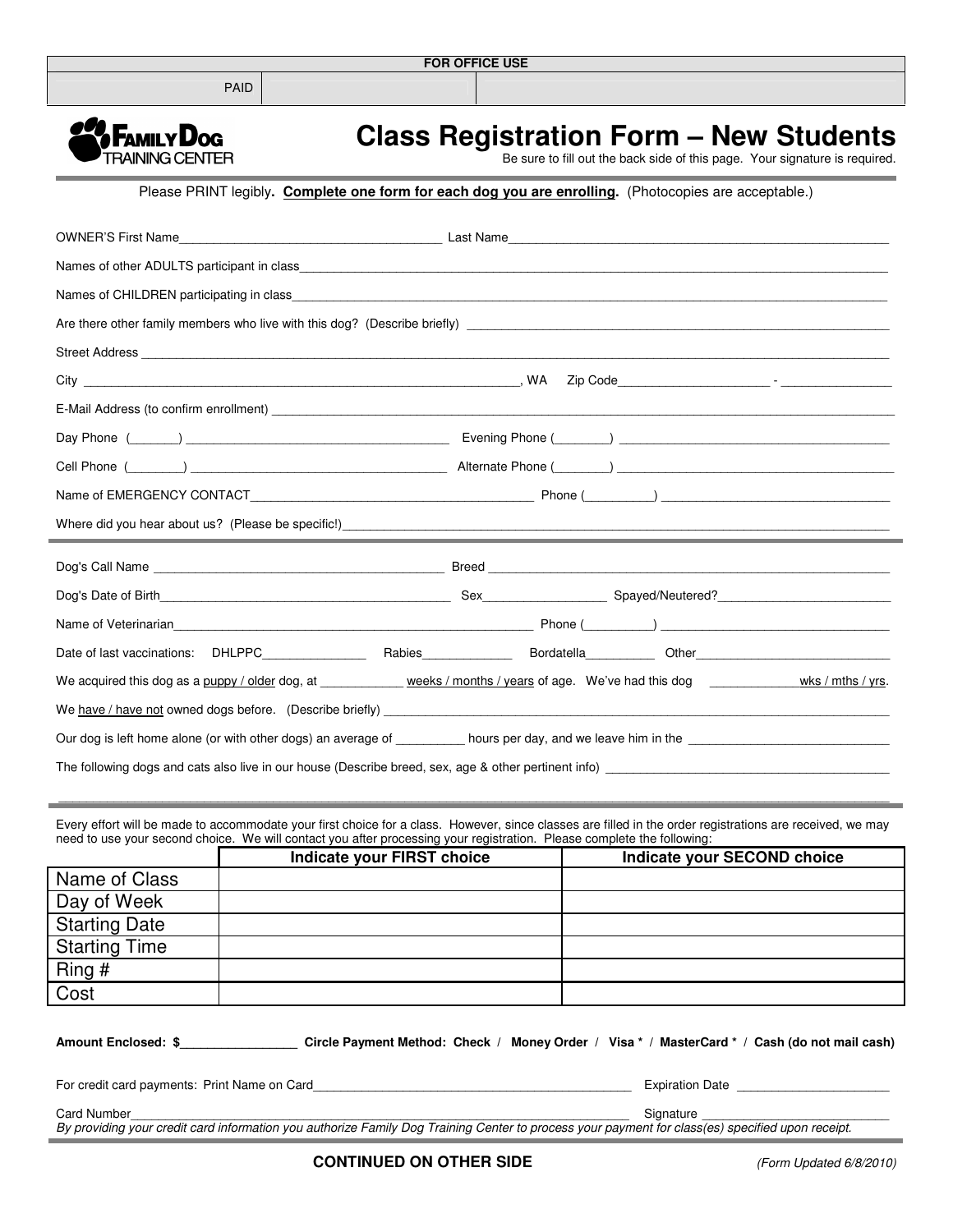| FOR OFFICE USE | | |
|---|---|---|
| PAID | | |

FAMILY DOG TRAINING CENTER

# Class Registration Form – New Students

Be sure to fill out the back side of this page. Your signature is required.

Please PRINT legibly. **Complete one form for each dog you are enrolling.** (Photocopies are acceptable.)

OWNER'S First Name_____________________________________ Last Name_______________________________________________________

Names of other ADULTS participant in class_____________________________________________________________________________

Names of CHILDREN participating in class______________________________________________________________________________

Are there other family members who live with this dog? (Describe briefly) _________________________________________________

Street Address ____________________________________________________________________________________________________

City ______________________________________________________________, WA Zip Code_____________________ - _______________

E-Mail Address (to confirm enrollment) ________________________________________________________________________________

Day Phone (_______) ____________________________________ Evening Phone (________) _______________________________________

Cell Phone (________) ____________________________________ Alternate Phone (________) _____________________________________

Name of EMERGENCY CONTACT__________________________________________ Phone (_________) _________________________________

Where did you hear about us? (Please be specific!)_______________________________________________________________________

---

Dog's Call Name __________________________________________ Breed ________________________________________________________

Dog's Date of Birth___________________________________________ Sex_________________ Spayed/Neutered?_________________________

Name of Veterinarian____________________________________________________ Phone (_________) _________________________________

Date of last vaccinations: DHLPPC_______________ Rabies_____________ Bordatella__________ Other______________________________

We acquired this dog as a puppy / older dog, at ____________ weeks / months / years of age. We've had this dog ____________ wks / mths / yrs.

We have / have not owned dogs before. (Describe briefly) __________________________________________________________________

Our dog is left home alone (or with other dogs) an average of _________ hours per day, and we leave him in the _____________________________

The following dogs and cats also live in our house (Describe breed, sex, age & other pertinent info) ____________________________________________

______________________________________________________________________________________________________________________

---

Every effort will be made to accommodate your first choice for a class. However, since classes are filled in the order registrations are received, we may need to use your second choice. We will contact you after processing your registration. Please complete the following:

| | Indicate your FIRST choice | Indicate your SECOND choice |
|---|---|---|
| Name of Class | | |
| Day of Week | | |
| Starting Date | | |
| Starting Time | | |
| Ring # | | |
| Cost | | |

**Amount Enclosed: $________________ Circle Payment Method: Check / Money Order / Visa * / MasterCard * / Cash (do not mail cash)**

For credit card payments: Print Name on Card______________________________________________ Expiration Date ______________________

Card Number_____________________________________________________________________________ Signature ___________________________

*By providing your credit card information you authorize Family Dog Training Center to process your payment for class(es) specified upon receipt.*

**CONTINUED ON OTHER SIDE**

*(Form Updated 6/8/2010)*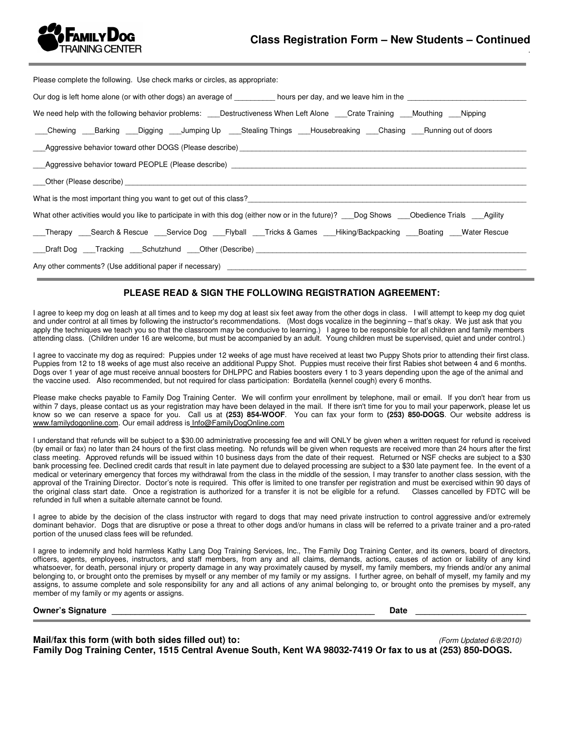# Class Registration Form – New Students – Continued

Please complete the following. Use check marks or circles, as appropriate:

Our dog is left home alone (or with other dogs) an average of __________ hours per day, and we leave him in the ____________________________

We need help with the following behavior problems: ___Destructiveness When Left Alone ___Crate Training ___Mouthing ___Nipping

___Chewing ___Barking ___Digging ___Jumping Up ___Stealing Things ___Housebreaking ___Chasing ___Running out of doors

___Aggressive behavior toward other DOGS (Please describe) ____________________________________________________________

___Aggressive behavior toward PEOPLE (Please describe) ____________________________________________________________

___Other (Please describe) ____________________________________________________________

What is the most important thing you want to get out of this class?____________________________________________________________

What other activities would you like to participate in with this dog (either now or in the future)? ___Dog Shows ___Obedience Trials ___Agility

___Therapy ___Search & Rescue ___Service Dog ___Flyball ___Tricks & Games ___Hiking/Backpacking ___Boating ___Water Rescue

___Draft Dog ___Tracking ___Schutzhund ___Other (Describe) ____________________________________________________________

Any other comments? (Use additional paper if necessary) ____________________________________________________________

## PLEASE READ & SIGN THE FOLLOWING REGISTRATION AGREEMENT:

I agree to keep my dog on leash at all times and to keep my dog at least six feet away from the other dogs in class. I will attempt to keep my dog quiet and under control at all times by following the instructor's recommendations. (Most dogs vocalize in the beginning – that's okay. We just ask that you apply the techniques we teach you so that the classroom may be conducive to learning.) I agree to be responsible for all children and family members attending class. (Children under 16 are welcome, but must be accompanied by an adult. Young children must be supervised, quiet and under control.)

I agree to vaccinate my dog as required: Puppies under 12 weeks of age must have received at least two Puppy Shots prior to attending their first class. Puppies from 12 to 18 weeks of age must also receive an additional Puppy Shot. Puppies must receive their first Rabies shot between 4 and 6 months. Dogs over 1 year of age must receive annual boosters for DHLPPC and Rabies boosters every 1 to 3 years depending upon the age of the animal and the vaccine used. Also recommended, but not required for class participation: Bordatella (kennel cough) every 6 months.

Please make checks payable to Family Dog Training Center. We will confirm your enrollment by telephone, mail or email. If you don't hear from us within 7 days, please contact us as your registration may have been delayed in the mail. If there isn't time for you to mail your paperwork, please let us know so we can reserve a space for you. Call us at **(253) 854-WOOF**. You can fax your form to **(253) 850-DOGS**. Our website address is www.familydogonline.com. Our email address is Info@FamilyDogOnline.com

I understand that refunds will be subject to a $30.00 administrative processing fee and will ONLY be given when a written request for refund is received (by email or fax) no later than 24 hours of the first class meeting. No refunds will be given when requests are received more than 24 hours after the first class meeting. Approved refunds will be issued within 10 business days from the date of their request. Returned or NSF checks are subject to a $30 bank processing fee. Declined credit cards that result in late payment due to delayed processing are subject to a $30 late payment fee. In the event of a medical or veterinary emergency that forces my withdrawal from the class in the middle of the session, I may transfer to another class session, with the approval of the Training Director. Doctor's note is required. This offer is limited to one transfer per registration and must be exercised within 90 days of the original class start date. Once a registration is authorized for a transfer it is not be eligible for a refund. Classes cancelled by FDTC will be refunded in full when a suitable alternate cannot be found.

I agree to abide by the decision of the class instructor with regard to dogs that may need private instruction to control aggressive and/or extremely dominant behavior. Dogs that are disruptive or pose a threat to other dogs and/or humans in class will be referred to a private trainer and a pro-rated portion of the unused class fees will be refunded.

I agree to indemnify and hold harmless Kathy Lang Dog Training Services, Inc., The Family Dog Training Center, and its owners, board of directors, officers, agents, employees, instructors, and staff members, from any and all claims, demands, actions, causes of action or liability of any kind whatsoever, for death, personal injury or property damage in any way proximately caused by myself, my family members, my friends and/or any animal belonging to, or brought onto the premises by myself or any member of my family or my assigns. I further agree, on behalf of myself, my family and my assigns, to assume complete and sole responsibility for any and all actions of any animal belonging to, or brought onto the premises by myself, any member of my family or my agents or assigns.

**Owner's Signature** ____________________________________________ **Date** ______________________

**Mail/fax this form (with both sides filled out) to:** *(Form Updated 6/8/2010)*
**Family Dog Training Center, 1515 Central Avenue South, Kent WA 98032-7419 Or fax to us at (253) 850-DOGS.**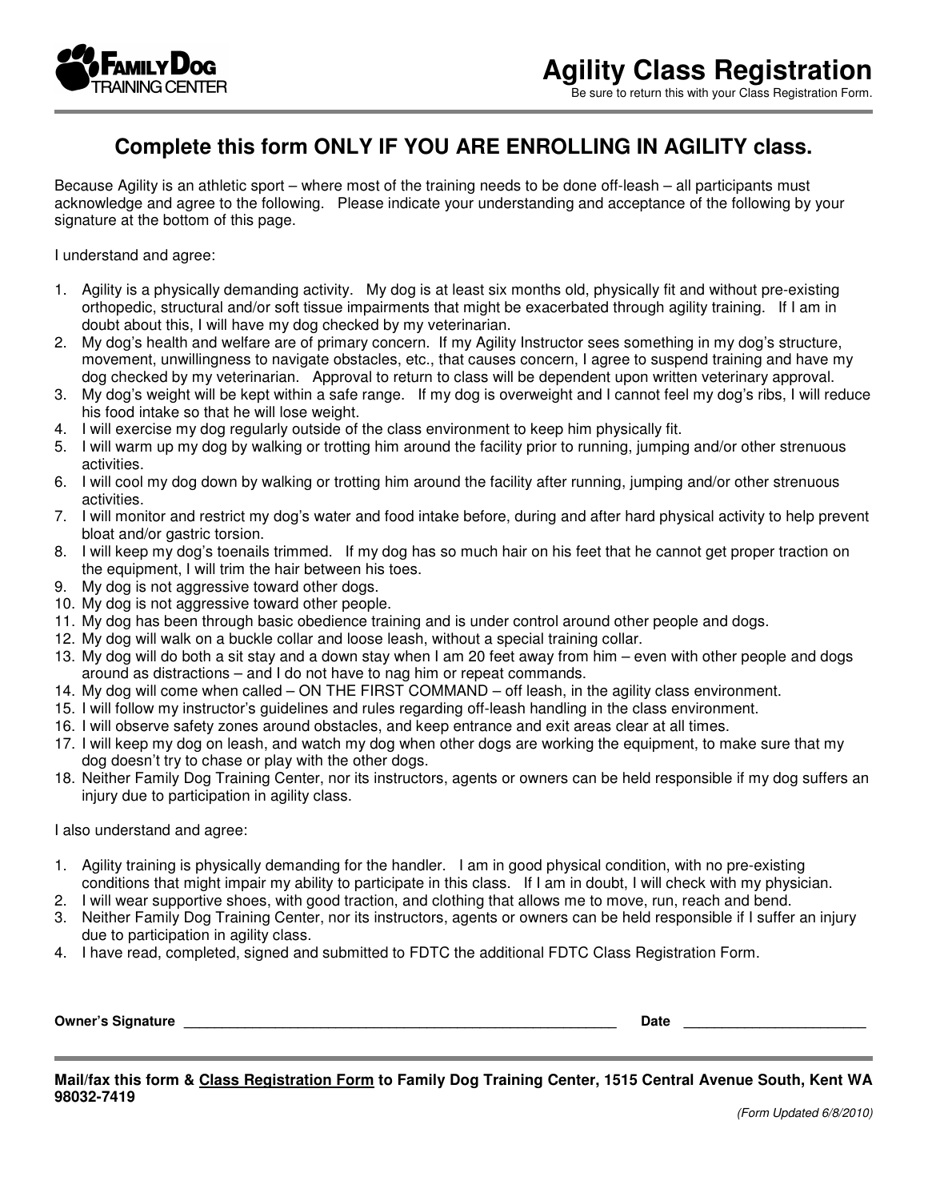**FAMILY DOG TRAINING CENTER**

# Agility Class Registration

Be sure to return this with your Class Registration Form.

## Complete this form ONLY IF YOU ARE ENROLLING IN AGILITY class.

Because Agility is an athletic sport – where most of the training needs to be done off-leash – all participants must acknowledge and agree to the following. Please indicate your understanding and acceptance of the following by your signature at the bottom of this page.

I understand and agree:

1. Agility is a physically demanding activity. My dog is at least six months old, physically fit and without pre-existing orthopedic, structural and/or soft tissue impairments that might be exacerbated through agility training. If I am in doubt about this, I will have my dog checked by my veterinarian.
2. My dog's health and welfare are of primary concern. If my Agility Instructor sees something in my dog's structure, movement, unwillingness to navigate obstacles, etc., that causes concern, I agree to suspend training and have my dog checked by my veterinarian. Approval to return to class will be dependent upon written veterinary approval.
3. My dog's weight will be kept within a safe range. If my dog is overweight and I cannot feel my dog's ribs, I will reduce his food intake so that he will lose weight.
4. I will exercise my dog regularly outside of the class environment to keep him physically fit.
5. I will warm up my dog by walking or trotting him around the facility prior to running, jumping and/or other strenuous activities.
6. I will cool my dog down by walking or trotting him around the facility after running, jumping and/or other strenuous activities.
7. I will monitor and restrict my dog's water and food intake before, during and after hard physical activity to help prevent bloat and/or gastric torsion.
8. I will keep my dog's toenails trimmed. If my dog has so much hair on his feet that he cannot get proper traction on the equipment, I will trim the hair between his toes.
9. My dog is not aggressive toward other dogs.
10. My dog is not aggressive toward other people.
11. My dog has been through basic obedience training and is under control around other people and dogs.
12. My dog will walk on a buckle collar and loose leash, without a special training collar.
13. My dog will do both a sit stay and a down stay when I am 20 feet away from him – even with other people and dogs around as distractions – and I do not have to nag him or repeat commands.
14. My dog will come when called – ON THE FIRST COMMAND – off leash, in the agility class environment.
15. I will follow my instructor's guidelines and rules regarding off-leash handling in the class environment.
16. I will observe safety zones around obstacles, and keep entrance and exit areas clear at all times.
17. I will keep my dog on leash, and watch my dog when other dogs are working the equipment, to make sure that my dog doesn't try to chase or play with the other dogs.
18. Neither Family Dog Training Center, nor its instructors, agents or owners can be held responsible if my dog suffers an injury due to participation in agility class.

I also understand and agree:

1. Agility training is physically demanding for the handler. I am in good physical condition, with no pre-existing conditions that might impair my ability to participate in this class. If I am in doubt, I will check with my physician.
2. I will wear supportive shoes, with good traction, and clothing that allows me to move, run, reach and bend.
3. Neither Family Dog Training Center, nor its instructors, agents or owners can be held responsible if I suffer an injury due to participation in agility class.
4. I have read, completed, signed and submitted to FDTC the additional FDTC Class Registration Form.

**Owner's Signature** ______________________________________________ **Date** ____________________

**Mail/fax this form & Class Registration Form to Family Dog Training Center, 1515 Central Avenue South, Kent WA 98032-7419**

*(Form Updated 6/8/2010)*